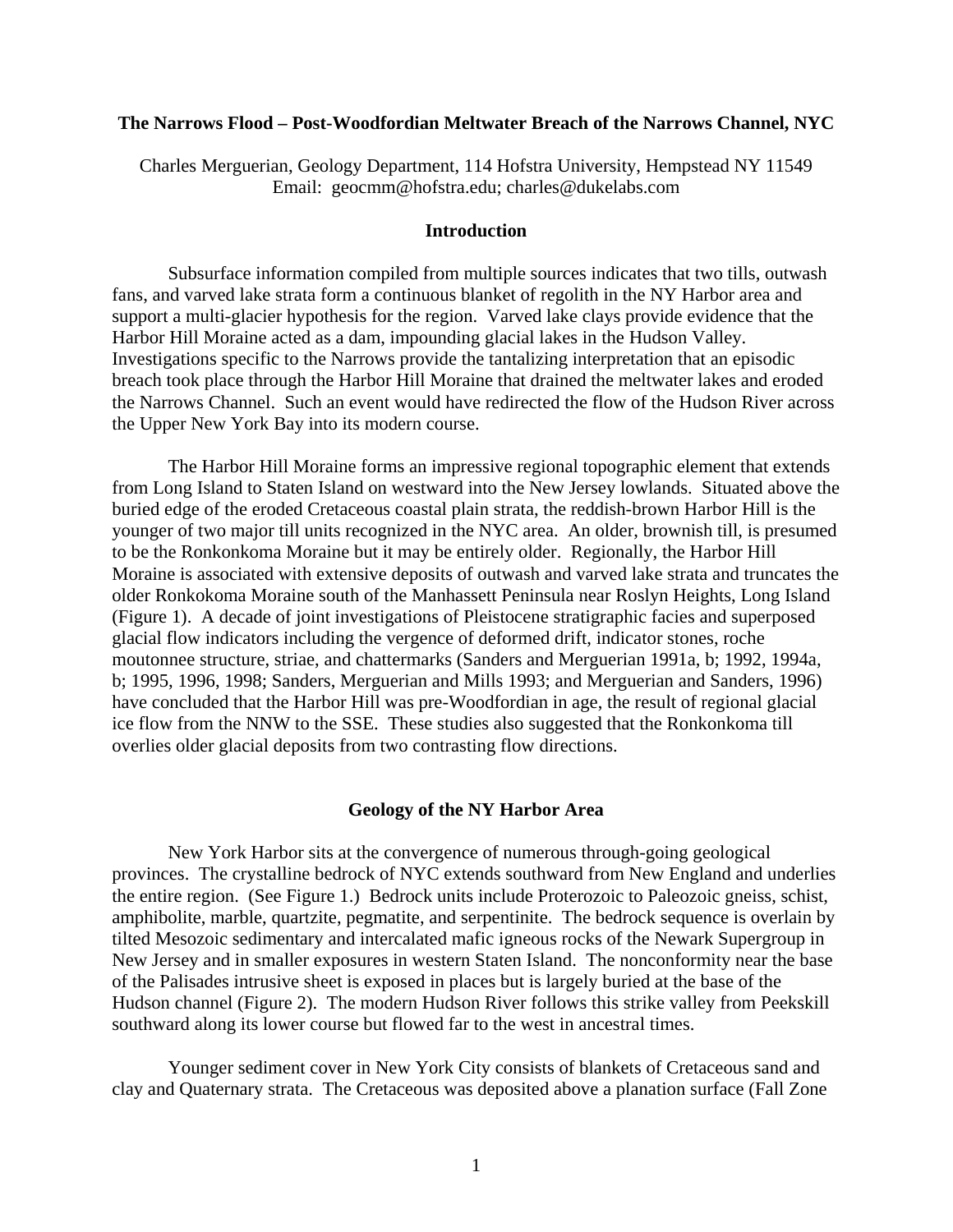# The Narrows Flood – Post-Woodfordian Meltwater Breach of the Narrows Channel, NYC

Charles Merguerian, Geology Department, 114 Hofstra University, Hempstead NY 11549
Email: geocmm@hofstra.edu; charles@dukelabs.com

## Introduction

Subsurface information compiled from multiple sources indicates that two tills, outwash fans, and varved lake strata form a continuous blanket of regolith in the NY Harbor area and support a multi-glacier hypothesis for the region. Varved lake clays provide evidence that the Harbor Hill Moraine acted as a dam, impounding glacial lakes in the Hudson Valley. Investigations specific to the Narrows provide the tantalizing interpretation that an episodic breach took place through the Harbor Hill Moraine that drained the meltwater lakes and eroded the Narrows Channel. Such an event would have redirected the flow of the Hudson River across the Upper New York Bay into its modern course.

The Harbor Hill Moraine forms an impressive regional topographic element that extends from Long Island to Staten Island on westward into the New Jersey lowlands. Situated above the buried edge of the eroded Cretaceous coastal plain strata, the reddish-brown Harbor Hill is the younger of two major till units recognized in the NYC area. An older, brownish till, is presumed to be the Ronkonkoma Moraine but it may be entirely older. Regionally, the Harbor Hill Moraine is associated with extensive deposits of outwash and varved lake strata and truncates the older Ronkokoma Moraine south of the Manhassett Peninsula near Roslyn Heights, Long Island (Figure 1). A decade of joint investigations of Pleistocene stratigraphic facies and superposed glacial flow indicators including the vergence of deformed drift, indicator stones, roche moutonnee structure, striae, and chattermarks (Sanders and Merguerian 1991a, b; 1992, 1994a, b; 1995, 1996, 1998; Sanders, Merguerian and Mills 1993; and Merguerian and Sanders, 1996) have concluded that the Harbor Hill was pre-Woodfordian in age, the result of regional glacial ice flow from the NNW to the SSE. These studies also suggested that the Ronkonkoma till overlies older glacial deposits from two contrasting flow directions.

## Geology of the NY Harbor Area

New York Harbor sits at the convergence of numerous through-going geological provinces. The crystalline bedrock of NYC extends southward from New England and underlies the entire region. (See Figure 1.) Bedrock units include Proterozoic to Paleozoic gneiss, schist, amphibolite, marble, quartzite, pegmatite, and serpentinite. The bedrock sequence is overlain by tilted Mesozoic sedimentary and intercalated mafic igneous rocks of the Newark Supergroup in New Jersey and in smaller exposures in western Staten Island. The nonconformity near the base of the Palisades intrusive sheet is exposed in places but is largely buried at the base of the Hudson channel (Figure 2). The modern Hudson River follows this strike valley from Peekskill southward along its lower course but flowed far to the west in ancestral times.

Younger sediment cover in New York City consists of blankets of Cretaceous sand and clay and Quaternary strata. The Cretaceous was deposited above a planation surface (Fall Zone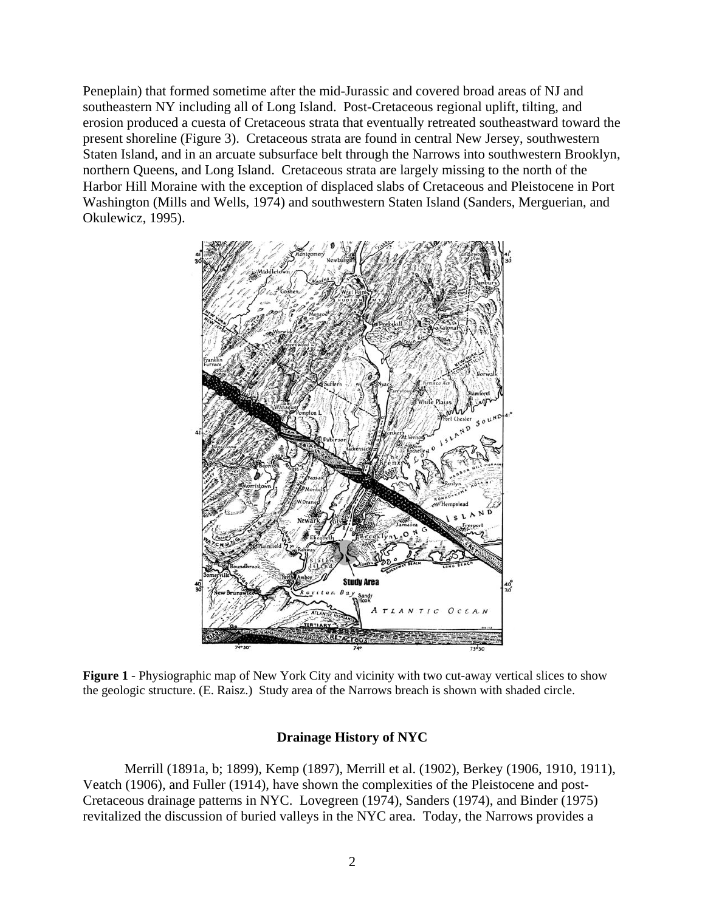Peneplain) that formed sometime after the mid-Jurassic and covered broad areas of NJ and southeastern NY including all of Long Island. Post-Cretaceous regional uplift, tilting, and erosion produced a cuesta of Cretaceous strata that eventually retreated southeastward toward the present shoreline (Figure 3). Cretaceous strata are found in central New Jersey, southwestern Staten Island, and in an arcuate subsurface belt through the Narrows into southwestern Brooklyn, northern Queens, and Long Island. Cretaceous strata are largely missing to the north of the Harbor Hill Moraine with the exception of displaced slabs of Cretaceous and Pleistocene in Port Washington (Mills and Wells, 1974) and southwestern Staten Island (Sanders, Merguerian, and Okulewicz, 1995).

**Figure 1** - Physiographic map of New York City and vicinity with two cut-away vertical slices to show the geologic structure. (E. Raisz.) Study area of the Narrows breach is shown with shaded circle.

## Drainage History of NYC

Merrill (1891a, b; 1899), Kemp (1897), Merrill et al. (1902), Berkey (1906, 1910, 1911), Veatch (1906), and Fuller (1914), have shown the complexities of the Pleistocene and post-Cretaceous drainage patterns in NYC. Lovegreen (1974), Sanders (1974), and Binder (1975) revitalized the discussion of buried valleys in the NYC area. Today, the Narrows provides a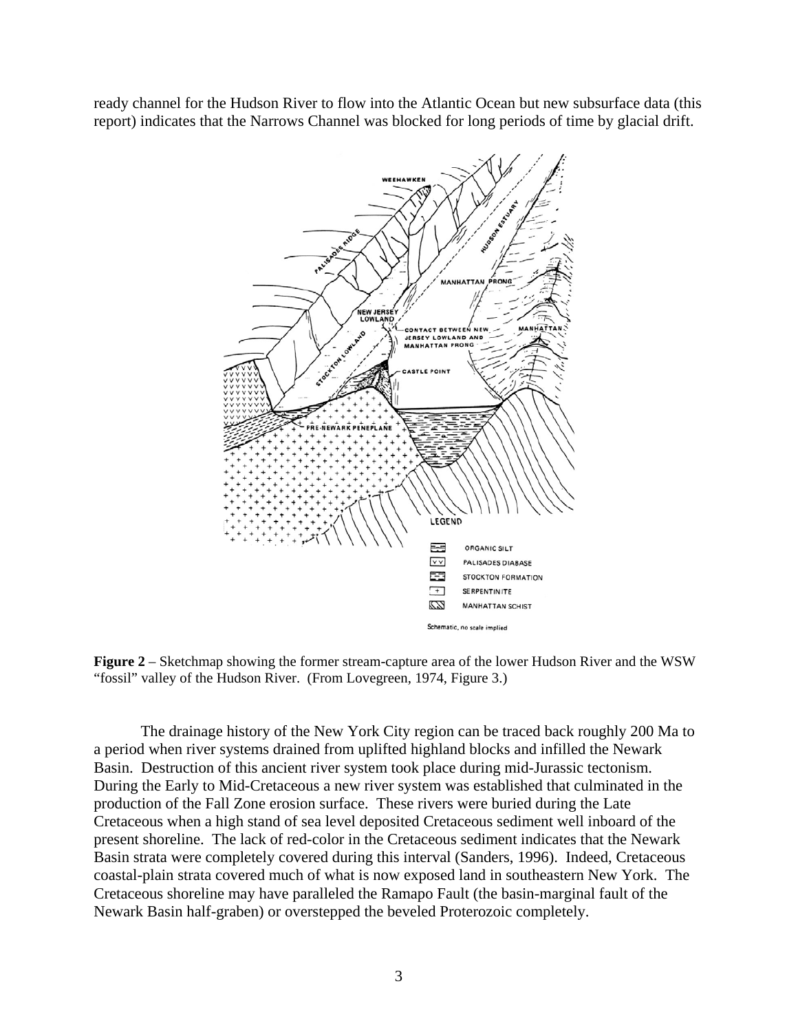ready channel for the Hudson River to flow into the Atlantic Ocean but new subsurface data (this report) indicates that the Narrows Channel was blocked for long periods of time by glacial drift.

WEEHAWKEN

PALISADES RIDGE

HUDSON ESTUARY

MANHATTAN PRONG

NEW JERSEY LOWLAND

STOCKTON LOWLAND

CONTACT BETWEEN NEW JERSEY LOWLAND AND MANHATTAN PRONG

MANHATTAN

CASTLE POINT

PRE-NEWARK PENEPLANE

LEGEND

ORGANIC SILT

PALISADES DIABASE

STOCKTON FORMATION

SERPENTINITE

MANHATTAN SCHIST

Schematic, no scale implied

**Figure 2** – Sketchmap showing the former stream-capture area of the lower Hudson River and the WSW "fossil" valley of the Hudson River. (From Lovegreen, 1974, Figure 3.)

The drainage history of the New York City region can be traced back roughly 200 Ma to a period when river systems drained from uplifted highland blocks and infilled the Newark Basin. Destruction of this ancient river system took place during mid-Jurassic tectonism. During the Early to Mid-Cretaceous a new river system was established that culminated in the production of the Fall Zone erosion surface. These rivers were buried during the Late Cretaceous when a high stand of sea level deposited Cretaceous sediment well inboard of the present shoreline. The lack of red-color in the Cretaceous sediment indicates that the Newark Basin strata were completely covered during this interval (Sanders, 1996). Indeed, Cretaceous coastal-plain strata covered much of what is now exposed land in southeastern New York. The Cretaceous shoreline may have paralleled the Ramapo Fault (the basin-marginal fault of the Newark Basin half-graben) or overstepped the beveled Proterozoic completely.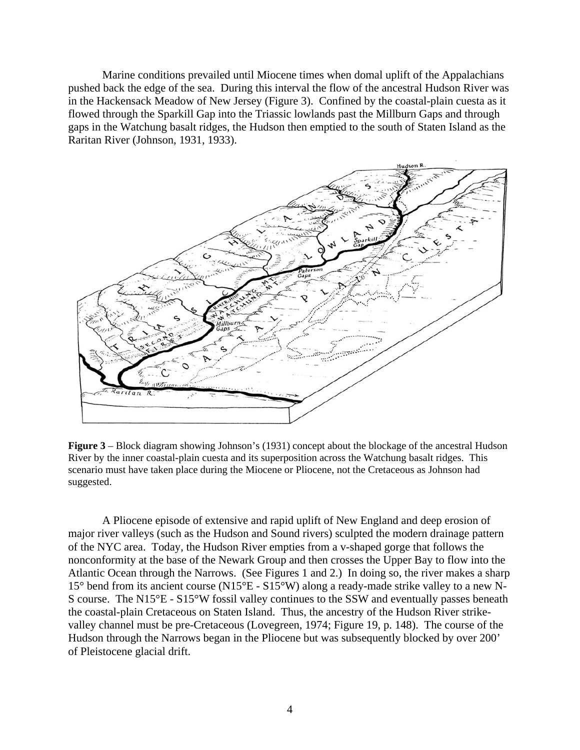Marine conditions prevailed until Miocene times when domal uplift of the Appalachians pushed back the edge of the sea. During this interval the flow of the ancestral Hudson River was in the Hackensack Meadow of New Jersey (Figure 3). Confined by the coastal-plain cuesta as it flowed through the Sparkill Gap into the Triassic lowlands past the Millburn Gaps and through gaps in the Watchung basalt ridges, the Hudson then emptied to the south of Staten Island as the Raritan River (Johnson, 1931, 1933).

**Figure 3** – Block diagram showing Johnson's (1931) concept about the blockage of the ancestral Hudson River by the inner coastal-plain cuesta and its superposition across the Watchung basalt ridges. This scenario must have taken place during the Miocene or Pliocene, not the Cretaceous as Johnson had suggested.

A Pliocene episode of extensive and rapid uplift of New England and deep erosion of major river valleys (such as the Hudson and Sound rivers) sculpted the modern drainage pattern of the NYC area. Today, the Hudson River empties from a v-shaped gorge that follows the nonconformity at the base of the Newark Group and then crosses the Upper Bay to flow into the Atlantic Ocean through the Narrows. (See Figures 1 and 2.) In doing so, the river makes a sharp 15° bend from its ancient course (N15°E - S15°W) along a ready-made strike valley to a new N-S course. The N15°E - S15°W fossil valley continues to the SSW and eventually passes beneath the coastal-plain Cretaceous on Staten Island. Thus, the ancestry of the Hudson River strike-valley channel must be pre-Cretaceous (Lovegreen, 1974; Figure 19, p. 148). The course of the Hudson through the Narrows began in the Pliocene but was subsequently blocked by over 200' of Pleistocene glacial drift.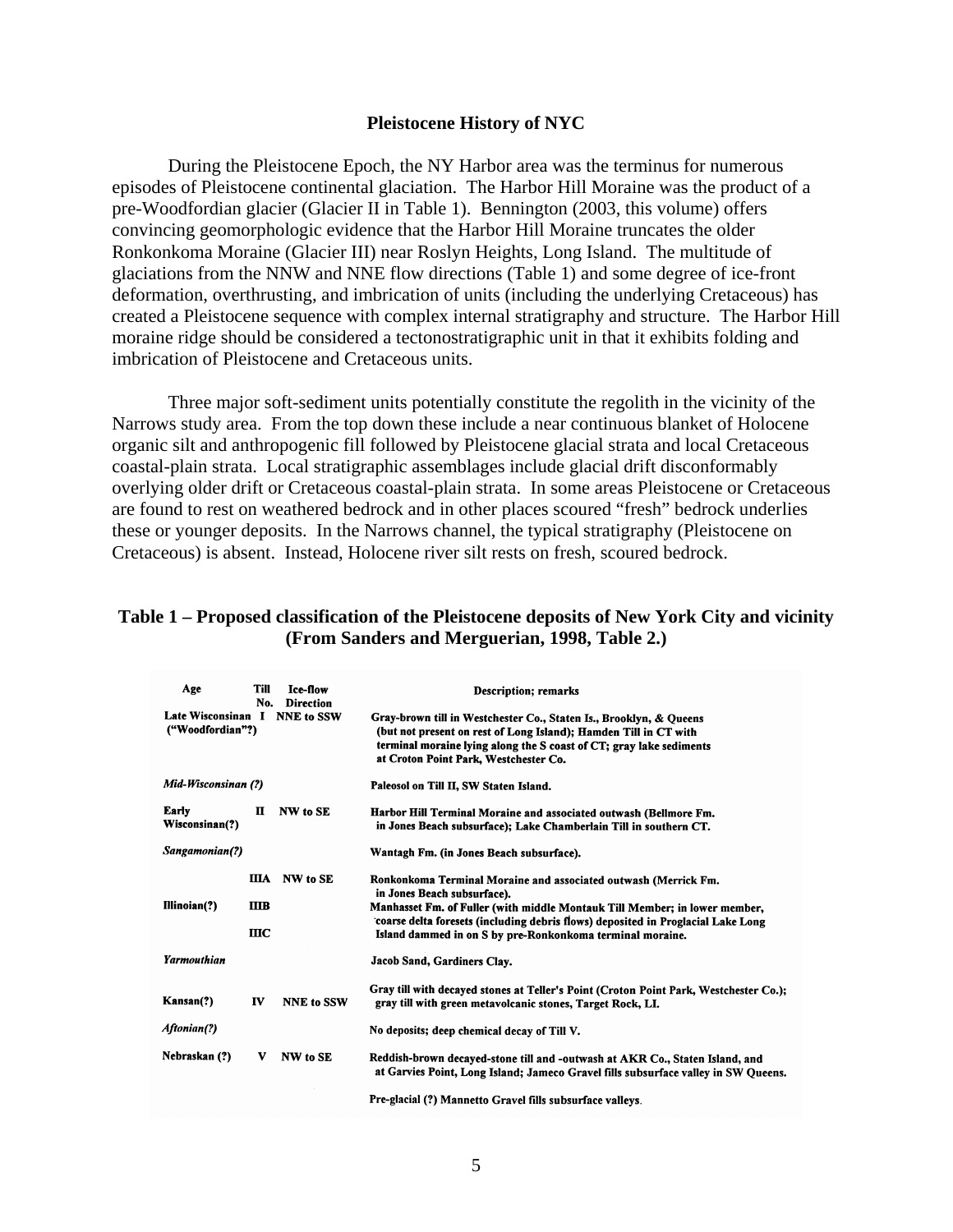## Pleistocene History of NYC

During the Pleistocene Epoch, the NY Harbor area was the terminus for numerous episodes of Pleistocene continental glaciation. The Harbor Hill Moraine was the product of a pre-Woodfordian glacier (Glacier II in Table 1). Bennington (2003, this volume) offers convincing geomorphologic evidence that the Harbor Hill Moraine truncates the older Ronkonkoma Moraine (Glacier III) near Roslyn Heights, Long Island. The multitude of glaciations from the NNW and NNE flow directions (Table 1) and some degree of ice-front deformation, overthrusting, and imbrication of units (including the underlying Cretaceous) has created a Pleistocene sequence with complex internal stratigraphy and structure. The Harbor Hill moraine ridge should be considered a tectonostratigraphic unit in that it exhibits folding and imbrication of Pleistocene and Cretaceous units.

Three major soft-sediment units potentially constitute the regolith in the vicinity of the Narrows study area. From the top down these include a near continuous blanket of Holocene organic silt and anthropogenic fill followed by Pleistocene glacial strata and local Cretaceous coastal-plain strata. Local stratigraphic assemblages include glacial drift disconformably overlying older drift or Cretaceous coastal-plain strata. In some areas Pleistocene or Cretaceous are found to rest on weathered bedrock and in other places scoured "fresh" bedrock underlies these or younger deposits. In the Narrows channel, the typical stratigraphy (Pleistocene on Cretaceous) is absent. Instead, Holocene river silt rests on fresh, scoured bedrock.

**Table 1 – Proposed classification of the Pleistocene deposits of New York City and vicinity (From Sanders and Merguerian, 1998, Table 2.)**

| Age | Till No. | Ice-flow Direction | Description; remarks |
|---|---|---|---|
| Late Wisconsinan ("Woodfordian"?) | I | NNE to SSW | Gray-brown till in Westchester Co., Staten Is., Brooklyn, & Queens (but not present on rest of Long Island); Hamden Till in CT with terminal moraine lying along the S coast of CT; gray lake sediments at Croton Point Park, Westchester Co. |
| *Mid-Wisconsinan (?)* | | | Paleosol on Till II, SW Staten Island. |
| Early Wisconsinan(?) | II | NW to SE | Harbor Hill Terminal Moraine and associated outwash (Bellmore Fm. in Jones Beach subsurface); Lake Chamberlain Till in southern CT. |
| *Sangamonian(?)* | | | Wantagh Fm. (in Jones Beach subsurface). |
| | IIIA | NW to SE | Ronkonkoma Terminal Moraine and associated outwash (Merrick Fm. in Jones Beach subsurface). |
| Illinoian(?) | IIIB | | Manhasset Fm. of Fuller (with middle Montauk Till Member; in lower member, coarse delta foresets (including debris flows) deposited in Proglacial Lake Long Island dammed in on S by pre-Ronkonkoma terminal moraine. |
| | IIIC | | |
| *Yarmouthian* | | | Jacob Sand, Gardiners Clay. |
| Kansan(?) | IV | NNE to SSW | Gray till with decayed stones at Teller's Point (Croton Point Park, Westchester Co.); gray till with green metavolcanic stones, Target Rock, LI. |
| *Aftonian(?)* | | | No deposits; deep chemical decay of Till V. |
| Nebraskan (?) | V | NW to SE | Reddish-brown decayed-stone till and -outwash at AKR Co., Staten Island, and at Garvies Point, Long Island; Jameco Gravel fills subsurface valley in SW Queens. |
| | | | Pre-glacial (?) Mannetto Gravel fills subsurface valleys. |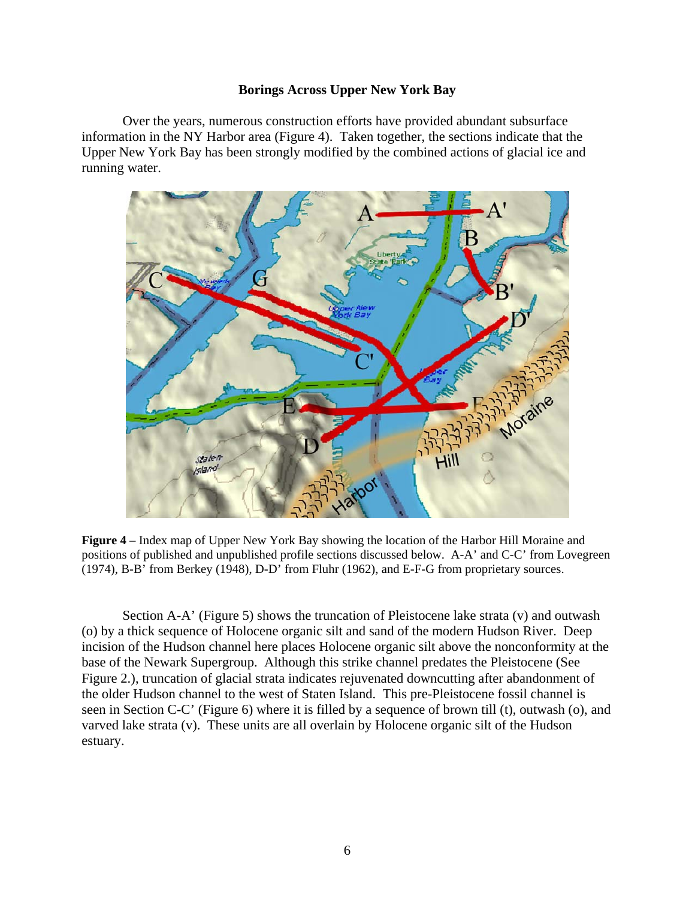### Borings Across Upper New York Bay

Over the years, numerous construction efforts have provided abundant subsurface information in the NY Harbor area (Figure 4). Taken together, the sections indicate that the Upper New York Bay has been strongly modified by the combined actions of glacial ice and running water.

A A' B B' C C' G D D' E F Liberty State Park Newark Bay Upper New York Bay Upper Bay Staten Island Harbor Hill Moraine

**Figure 4** – Index map of Upper New York Bay showing the location of the Harbor Hill Moraine and positions of published and unpublished profile sections discussed below. A-A' and C-C' from Lovegreen (1974), B-B' from Berkey (1948), D-D' from Fluhr (1962), and E-F-G from proprietary sources.

Section A-A' (Figure 5) shows the truncation of Pleistocene lake strata (v) and outwash (o) by a thick sequence of Holocene organic silt and sand of the modern Hudson River. Deep incision of the Hudson channel here places Holocene organic silt above the nonconformity at the base of the Newark Supergroup. Although this strike channel predates the Pleistocene (See Figure 2.), truncation of glacial strata indicates rejuvenated downcutting after abandonment of the older Hudson channel to the west of Staten Island. This pre-Pleistocene fossil channel is seen in Section C-C' (Figure 6) where it is filled by a sequence of brown till (t), outwash (o), and varved lake strata (v). These units are all overlain by Holocene organic silt of the Hudson estuary.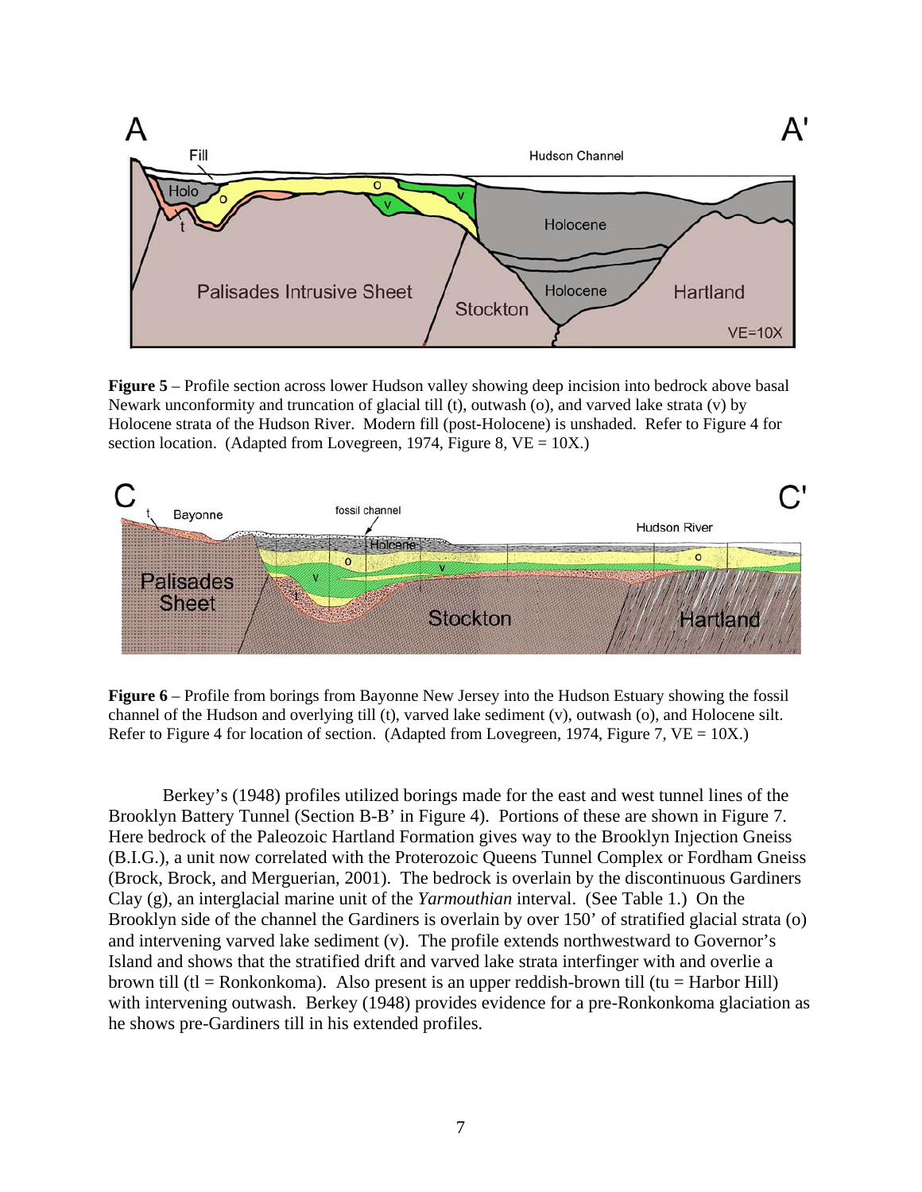A

A'

Fill

Hudson Channel

Holo

o

o

v

v

t

Holocene

Palisades Intrusive Sheet

Stockton

Holocene

Hartland

VE=10X

**Figure 5** – Profile section across lower Hudson valley showing deep incision into bedrock above basal Newark unconformity and truncation of glacial till (t), outwash (o), and varved lake strata (v) by Holocene strata of the Hudson River. Modern fill (post-Holocene) is unshaded. Refer to Figure 4 for section location. (Adapted from Lovegreen, 1974, Figure 8, VE = 10X.)

C

C'

t

Bayonne

fossil channel

Hudson River

Holocene

o

v

v

o

t

Palisades Sheet

Stockton

Hartland

**Figure 6** – Profile from borings from Bayonne New Jersey into the Hudson Estuary showing the fossil channel of the Hudson and overlying till (t), varved lake sediment (v), outwash (o), and Holocene silt. Refer to Figure 4 for location of section. (Adapted from Lovegreen, 1974, Figure 7, VE = 10X.)

Berkey's (1948) profiles utilized borings made for the east and west tunnel lines of the Brooklyn Battery Tunnel (Section B-B' in Figure 4). Portions of these are shown in Figure 7. Here bedrock of the Paleozoic Hartland Formation gives way to the Brooklyn Injection Gneiss (B.I.G.), a unit now correlated with the Proterozoic Queens Tunnel Complex or Fordham Gneiss (Brock, Brock, and Merguerian, 2001). The bedrock is overlain by the discontinuous Gardiners Clay (g), an interglacial marine unit of the *Yarmouthian* interval. (See Table 1.) On the Brooklyn side of the channel the Gardiners is overlain by over 150' of stratified glacial strata (o) and intervening varved lake sediment (v). The profile extends northwestward to Governor's Island and shows that the stratified drift and varved lake strata interfinger with and overlie a brown till (tl = Ronkonkoma). Also present is an upper reddish-brown till (tu = Harbor Hill) with intervening outwash. Berkey (1948) provides evidence for a pre-Ronkonkoma glaciation as he shows pre-Gardiners till in his extended profiles.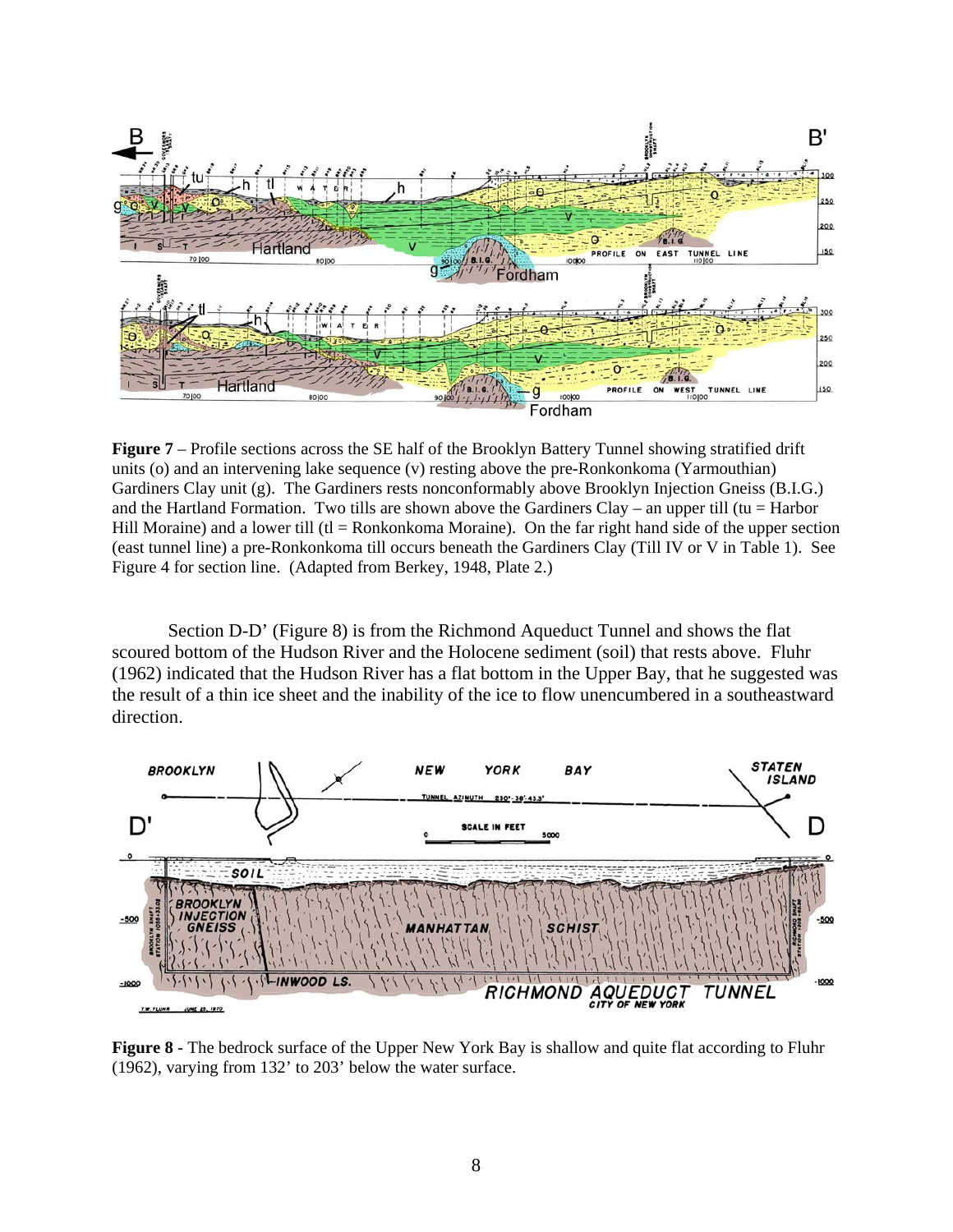**Figure 7** – Profile sections across the SE half of the Brooklyn Battery Tunnel showing stratified drift units (o) and an intervening lake sequence (v) resting above the pre-Ronkonkoma (Yarmouthian) Gardiners Clay unit (g). The Gardiners rests nonconformably above Brooklyn Injection Gneiss (B.I.G.) and the Hartland Formation. Two tills are shown above the Gardiners Clay – an upper till (tu = Harbor Hill Moraine) and a lower till (tl = Ronkonkoma Moraine). On the far right hand side of the upper section (east tunnel line) a pre-Ronkonkoma till occurs beneath the Gardiners Clay (Till IV or V in Table 1). See Figure 4 for section line. (Adapted from Berkey, 1948, Plate 2.)

Section D-D' (Figure 8) is from the Richmond Aqueduct Tunnel and shows the flat scoured bottom of the Hudson River and the Holocene sediment (soil) that rests above. Fluhr (1962) indicated that the Hudson River has a flat bottom in the Upper Bay, that he suggested was the result of a thin ice sheet and the inability of the ice to flow unencumbered in a southeastward direction.

**Figure 8** - The bedrock surface of the Upper New York Bay is shallow and quite flat according to Fluhr (1962), varying from 132' to 203' below the water surface.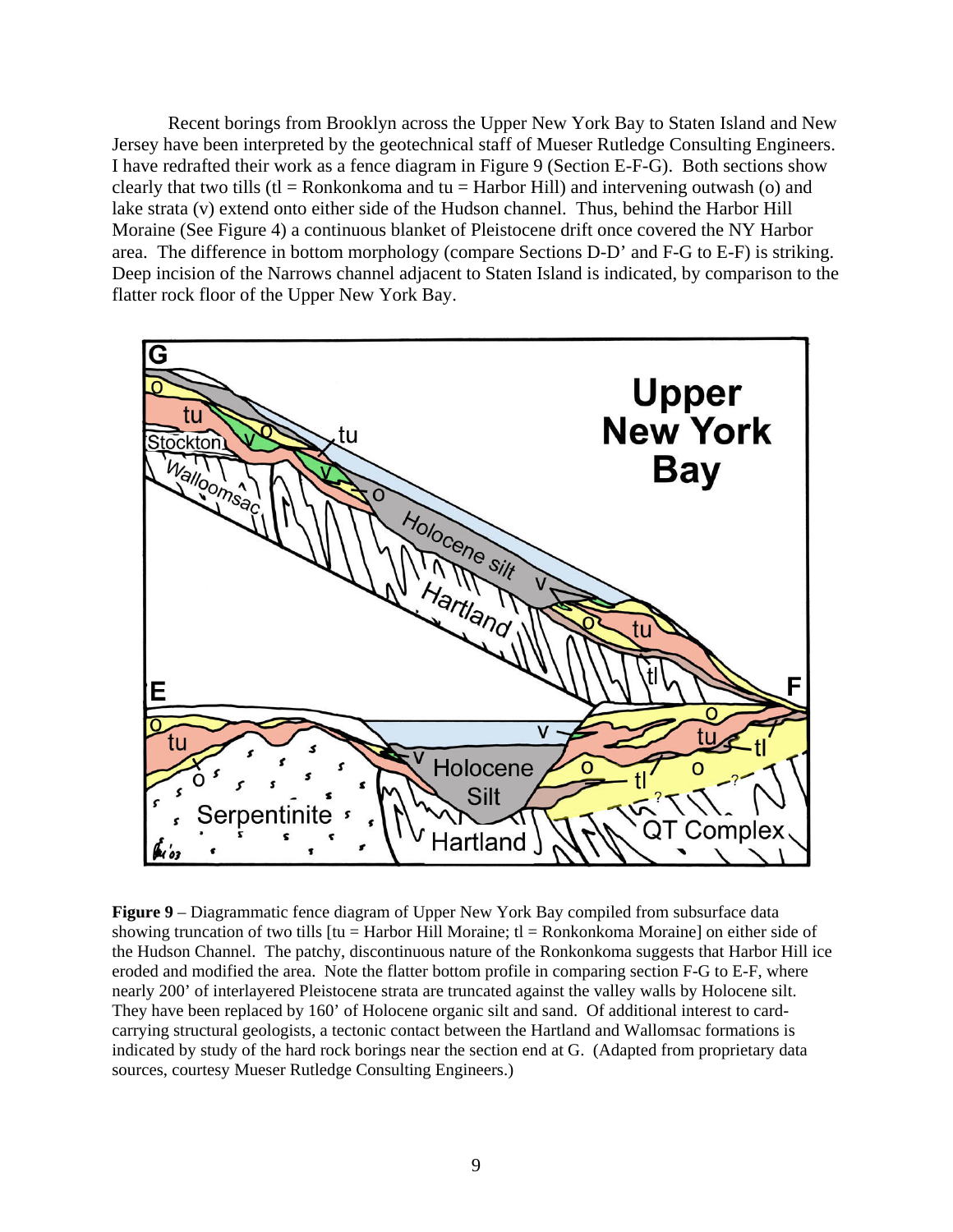Recent borings from Brooklyn across the Upper New York Bay to Staten Island and New Jersey have been interpreted by the geotechnical staff of Mueser Rutledge Consulting Engineers. I have redrafted their work as a fence diagram in Figure 9 (Section E-F-G). Both sections show clearly that two tills (tl = Ronkonkoma and tu = Harbor Hill) and intervening outwash (o) and lake strata (v) extend onto either side of the Hudson channel. Thus, behind the Harbor Hill Moraine (See Figure 4) a continuous blanket of Pleistocene drift once covered the NY Harbor area. The difference in bottom morphology (compare Sections D-D' and F-G to E-F) is striking. Deep incision of the Narrows channel adjacent to Staten Island is indicated, by comparison to the flatter rock floor of the Upper New York Bay.

G

Upper New York Bay

o
tu
Stockton
Walloomsac
v
o
tu
v
o
Holocene silt
Hartland
v
o
tu
tl

E
F

o
tu
o
Serpentinite
v
Holocene Silt
Hartland
v
o
tu
tl
o
tl
o
QT Complex

**Figure 9** – Diagrammatic fence diagram of Upper New York Bay compiled from subsurface data showing truncation of two tills [tu = Harbor Hill Moraine; tl = Ronkonkoma Moraine] on either side of the Hudson Channel. The patchy, discontinuous nature of the Ronkonkoma suggests that Harbor Hill ice eroded and modified the area. Note the flatter bottom profile in comparing section F-G to E-F, where nearly 200' of interlayered Pleistocene strata are truncated against the valley walls by Holocene silt. They have been replaced by 160' of Holocene organic silt and sand. Of additional interest to card-carrying structural geologists, a tectonic contact between the Hartland and Wallomsac formations is indicated by study of the hard rock borings near the section end at G. (Adapted from proprietary data sources, courtesy Mueser Rutledge Consulting Engineers.)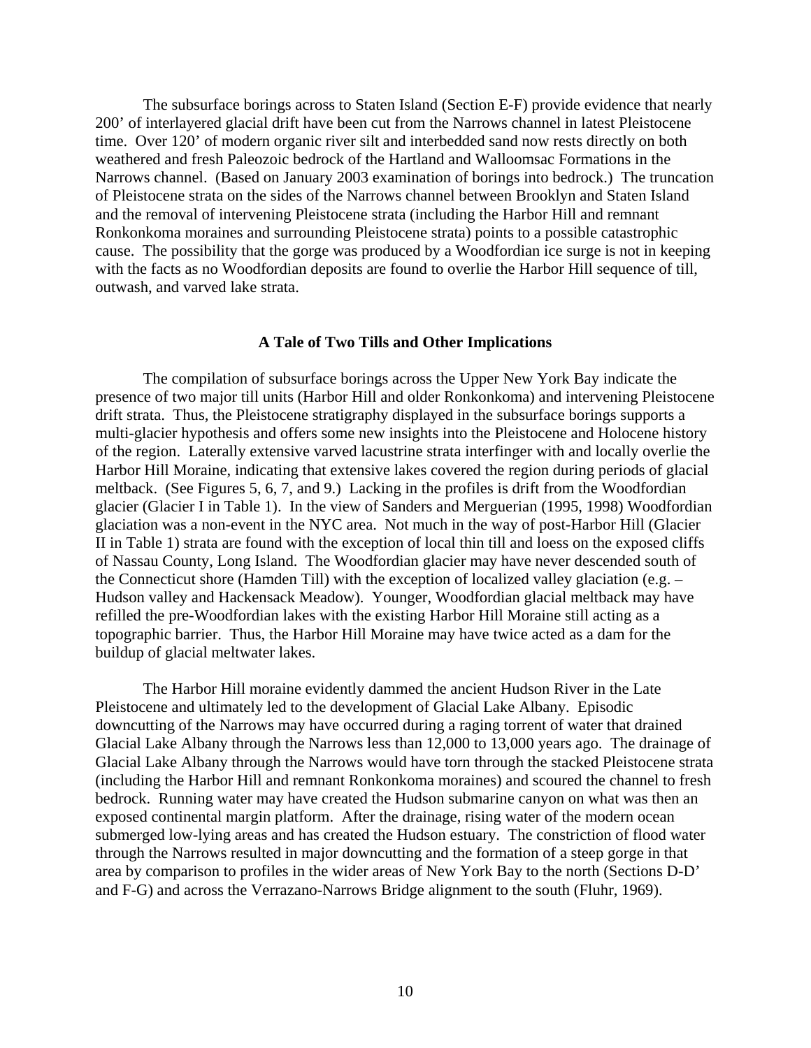The subsurface borings across to Staten Island (Section E-F) provide evidence that nearly 200' of interlayered glacial drift have been cut from the Narrows channel in latest Pleistocene time. Over 120' of modern organic river silt and interbedded sand now rests directly on both weathered and fresh Paleozoic bedrock of the Hartland and Walloomsac Formations in the Narrows channel. (Based on January 2003 examination of borings into bedrock.) The truncation of Pleistocene strata on the sides of the Narrows channel between Brooklyn and Staten Island and the removal of intervening Pleistocene strata (including the Harbor Hill and remnant Ronkonkoma moraines and surrounding Pleistocene strata) points to a possible catastrophic cause. The possibility that the gorge was produced by a Woodfordian ice surge is not in keeping with the facts as no Woodfordian deposits are found to overlie the Harbor Hill sequence of till, outwash, and varved lake strata.

## A Tale of Two Tills and Other Implications

The compilation of subsurface borings across the Upper New York Bay indicate the presence of two major till units (Harbor Hill and older Ronkonkoma) and intervening Pleistocene drift strata. Thus, the Pleistocene stratigraphy displayed in the subsurface borings supports a multi-glacier hypothesis and offers some new insights into the Pleistocene and Holocene history of the region. Laterally extensive varved lacustrine strata interfinger with and locally overlie the Harbor Hill Moraine, indicating that extensive lakes covered the region during periods of glacial meltback. (See Figures 5, 6, 7, and 9.) Lacking in the profiles is drift from the Woodfordian glacier (Glacier I in Table 1). In the view of Sanders and Merguerian (1995, 1998) Woodfordian glaciation was a non-event in the NYC area. Not much in the way of post-Harbor Hill (Glacier II in Table 1) strata are found with the exception of local thin till and loess on the exposed cliffs of Nassau County, Long Island. The Woodfordian glacier may have never descended south of the Connecticut shore (Hamden Till) with the exception of localized valley glaciation (e.g. – Hudson valley and Hackensack Meadow). Younger, Woodfordian glacial meltback may have refilled the pre-Woodfordian lakes with the existing Harbor Hill Moraine still acting as a topographic barrier. Thus, the Harbor Hill Moraine may have twice acted as a dam for the buildup of glacial meltwater lakes.

The Harbor Hill moraine evidently dammed the ancient Hudson River in the Late Pleistocene and ultimately led to the development of Glacial Lake Albany. Episodic downcutting of the Narrows may have occurred during a raging torrent of water that drained Glacial Lake Albany through the Narrows less than 12,000 to 13,000 years ago. The drainage of Glacial Lake Albany through the Narrows would have torn through the stacked Pleistocene strata (including the Harbor Hill and remnant Ronkonkoma moraines) and scoured the channel to fresh bedrock. Running water may have created the Hudson submarine canyon on what was then an exposed continental margin platform. After the drainage, rising water of the modern ocean submerged low-lying areas and has created the Hudson estuary. The constriction of flood water through the Narrows resulted in major downcutting and the formation of a steep gorge in that area by comparison to profiles in the wider areas of New York Bay to the north (Sections D-D' and F-G) and across the Verrazano-Narrows Bridge alignment to the south (Fluhr, 1969).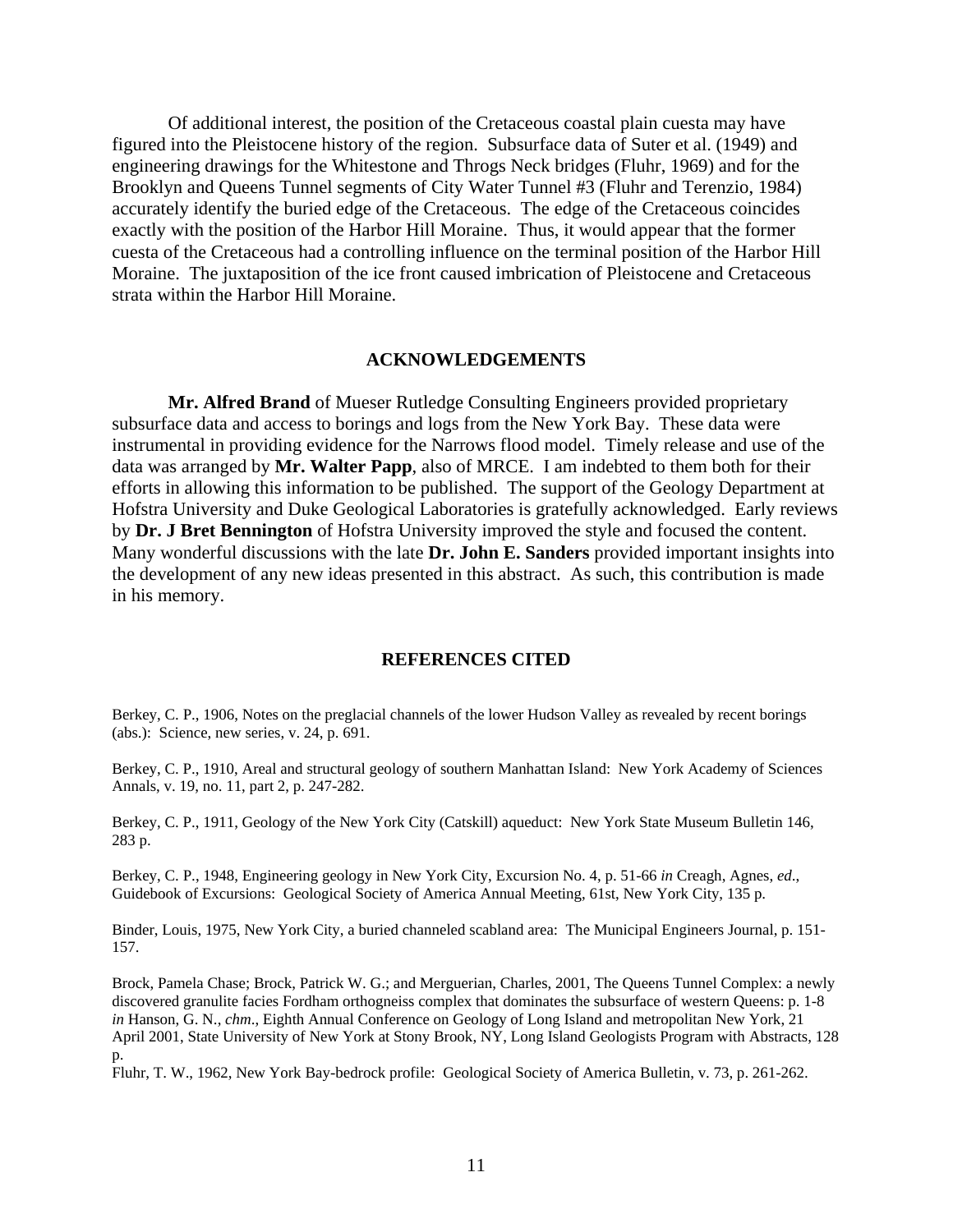Of additional interest, the position of the Cretaceous coastal plain cuesta may have figured into the Pleistocene history of the region. Subsurface data of Suter et al. (1949) and engineering drawings for the Whitestone and Throgs Neck bridges (Fluhr, 1969) and for the Brooklyn and Queens Tunnel segments of City Water Tunnel #3 (Fluhr and Terenzio, 1984) accurately identify the buried edge of the Cretaceous. The edge of the Cretaceous coincides exactly with the position of the Harbor Hill Moraine. Thus, it would appear that the former cuesta of the Cretaceous had a controlling influence on the terminal position of the Harbor Hill Moraine. The juxtaposition of the ice front caused imbrication of Pleistocene and Cretaceous strata within the Harbor Hill Moraine.

## ACKNOWLEDGEMENTS

**Mr. Alfred Brand** of Mueser Rutledge Consulting Engineers provided proprietary subsurface data and access to borings and logs from the New York Bay. These data were instrumental in providing evidence for the Narrows flood model. Timely release and use of the data was arranged by **Mr. Walter Papp**, also of MRCE. I am indebted to them both for their efforts in allowing this information to be published. The support of the Geology Department at Hofstra University and Duke Geological Laboratories is gratefully acknowledged. Early reviews by **Dr. J Bret Bennington** of Hofstra University improved the style and focused the content. Many wonderful discussions with the late **Dr. John E. Sanders** provided important insights into the development of any new ideas presented in this abstract. As such, this contribution is made in his memory.

## REFERENCES CITED

Berkey, C. P., 1906, Notes on the preglacial channels of the lower Hudson Valley as revealed by recent borings (abs.): Science, new series, v. 24, p. 691.

Berkey, C. P., 1910, Areal and structural geology of southern Manhattan Island: New York Academy of Sciences Annals, v. 19, no. 11, part 2, p. 247-282.

Berkey, C. P., 1911, Geology of the New York City (Catskill) aqueduct: New York State Museum Bulletin 146, 283 p.

Berkey, C. P., 1948, Engineering geology in New York City, Excursion No. 4, p. 51-66 *in* Creagh, Agnes, *ed*., Guidebook of Excursions: Geological Society of America Annual Meeting, 61st, New York City, 135 p.

Binder, Louis, 1975, New York City, a buried channeled scabland area: The Municipal Engineers Journal, p. 151-157.

Brock, Pamela Chase; Brock, Patrick W. G.; and Merguerian, Charles, 2001, The Queens Tunnel Complex: a newly discovered granulite facies Fordham orthogneiss complex that dominates the subsurface of western Queens: p. 1-8 *in* Hanson, G. N., *chm*., Eighth Annual Conference on Geology of Long Island and metropolitan New York, 21 April 2001, State University of New York at Stony Brook, NY, Long Island Geologists Program with Abstracts, 128 p.

Fluhr, T. W., 1962, New York Bay-bedrock profile: Geological Society of America Bulletin, v. 73, p. 261-262.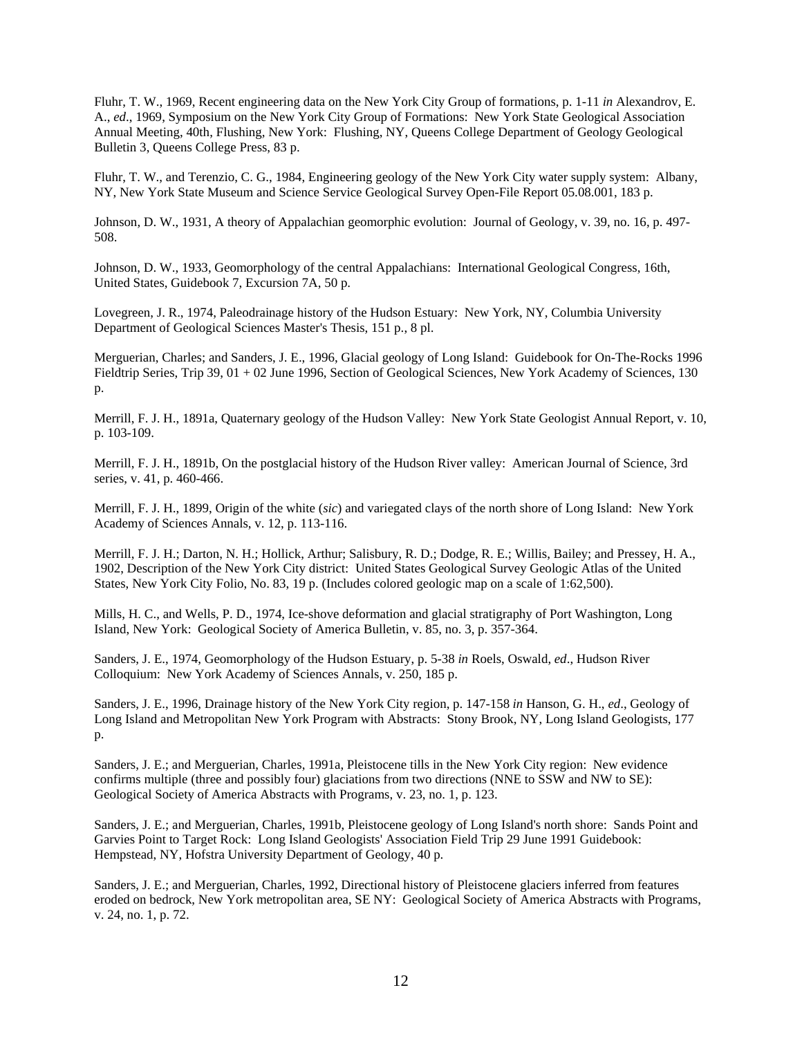Fluhr, T. W., 1969, Recent engineering data on the New York City Group of formations, p. 1-11 *in* Alexandrov, E. A., *ed*., 1969, Symposium on the New York City Group of Formations: New York State Geological Association Annual Meeting, 40th, Flushing, New York: Flushing, NY, Queens College Department of Geology Geological Bulletin 3, Queens College Press, 83 p.

Fluhr, T. W., and Terenzio, C. G., 1984, Engineering geology of the New York City water supply system: Albany, NY, New York State Museum and Science Service Geological Survey Open-File Report 05.08.001, 183 p.

Johnson, D. W., 1931, A theory of Appalachian geomorphic evolution: Journal of Geology, v. 39, no. 16, p. 497-508.

Johnson, D. W., 1933, Geomorphology of the central Appalachians: International Geological Congress, 16th, United States, Guidebook 7, Excursion 7A, 50 p.

Lovegreen, J. R., 1974, Paleodrainage history of the Hudson Estuary: New York, NY, Columbia University Department of Geological Sciences Master's Thesis, 151 p., 8 pl.

Merguerian, Charles; and Sanders, J. E., 1996, Glacial geology of Long Island: Guidebook for On-The-Rocks 1996 Fieldtrip Series, Trip 39, 01 + 02 June 1996, Section of Geological Sciences, New York Academy of Sciences, 130 p.

Merrill, F. J. H., 1891a, Quaternary geology of the Hudson Valley: New York State Geologist Annual Report, v. 10, p. 103-109.

Merrill, F. J. H., 1891b, On the postglacial history of the Hudson River valley: American Journal of Science, 3rd series, v. 41, p. 460-466.

Merrill, F. J. H., 1899, Origin of the white (*sic*) and variegated clays of the north shore of Long Island: New York Academy of Sciences Annals, v. 12, p. 113-116.

Merrill, F. J. H.; Darton, N. H.; Hollick, Arthur; Salisbury, R. D.; Dodge, R. E.; Willis, Bailey; and Pressey, H. A., 1902, Description of the New York City district: United States Geological Survey Geologic Atlas of the United States, New York City Folio, No. 83, 19 p. (Includes colored geologic map on a scale of 1:62,500).

Mills, H. C., and Wells, P. D., 1974, Ice-shove deformation and glacial stratigraphy of Port Washington, Long Island, New York: Geological Society of America Bulletin, v. 85, no. 3, p. 357-364.

Sanders, J. E., 1974, Geomorphology of the Hudson Estuary, p. 5-38 *in* Roels, Oswald, *ed*., Hudson River Colloquium: New York Academy of Sciences Annals, v. 250, 185 p.

Sanders, J. E., 1996, Drainage history of the New York City region, p. 147-158 *in* Hanson, G. H., *ed*., Geology of Long Island and Metropolitan New York Program with Abstracts: Stony Brook, NY, Long Island Geologists, 177 p.

Sanders, J. E.; and Merguerian, Charles, 1991a, Pleistocene tills in the New York City region: New evidence confirms multiple (three and possibly four) glaciations from two directions (NNE to SSW and NW to SE): Geological Society of America Abstracts with Programs, v. 23, no. 1, p. 123.

Sanders, J. E.; and Merguerian, Charles, 1991b, Pleistocene geology of Long Island's north shore: Sands Point and Garvies Point to Target Rock: Long Island Geologists' Association Field Trip 29 June 1991 Guidebook: Hempstead, NY, Hofstra University Department of Geology, 40 p.

Sanders, J. E.; and Merguerian, Charles, 1992, Directional history of Pleistocene glaciers inferred from features eroded on bedrock, New York metropolitan area, SE NY: Geological Society of America Abstracts with Programs, v. 24, no. 1, p. 72.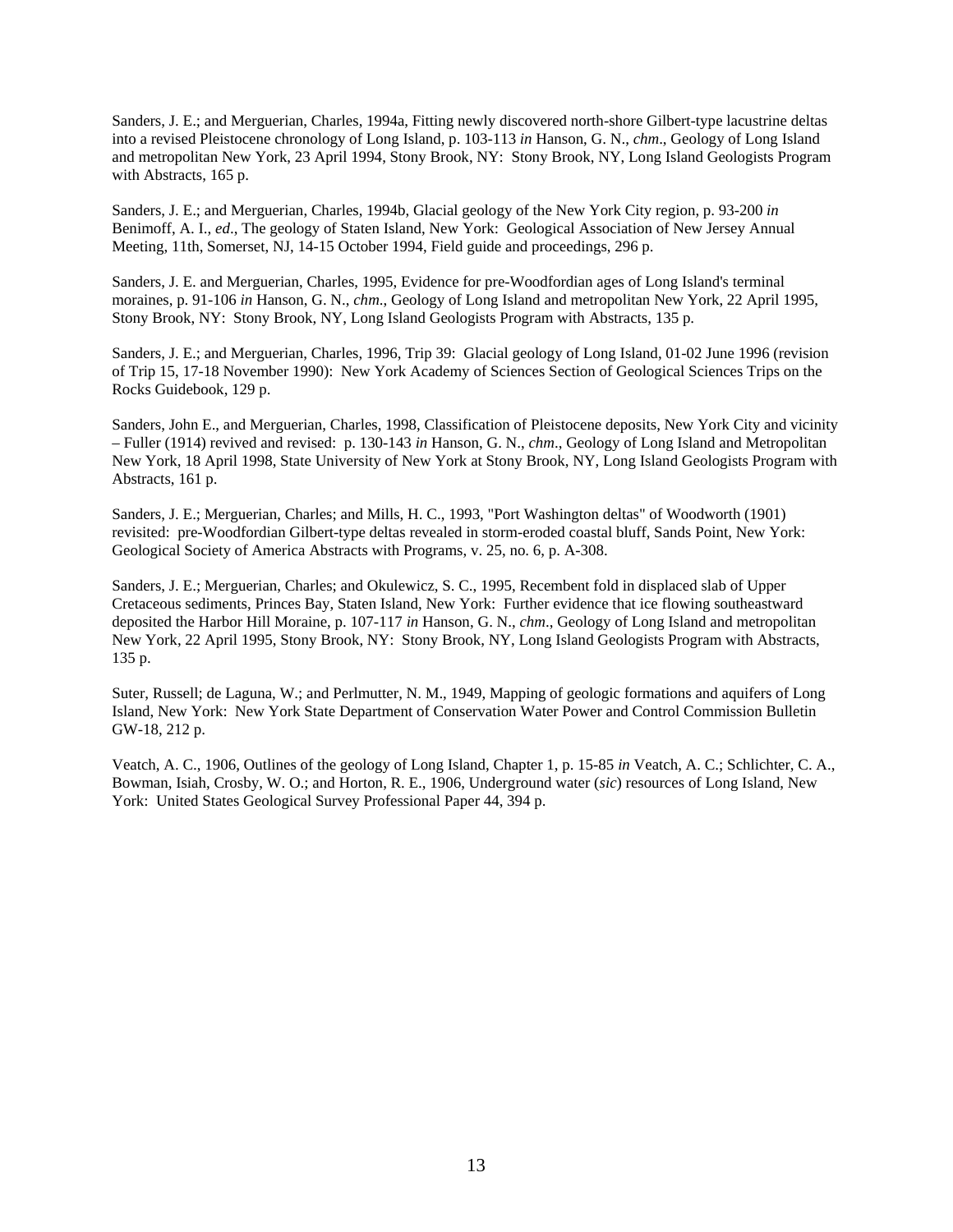Sanders, J. E.; and Merguerian, Charles, 1994a, Fitting newly discovered north-shore Gilbert-type lacustrine deltas into a revised Pleistocene chronology of Long Island, p. 103-113 *in* Hanson, G. N., *chm*., Geology of Long Island and metropolitan New York, 23 April 1994, Stony Brook, NY: Stony Brook, NY, Long Island Geologists Program with Abstracts, 165 p.

Sanders, J. E.; and Merguerian, Charles, 1994b, Glacial geology of the New York City region, p. 93-200 *in* Benimoff, A. I., *ed*., The geology of Staten Island, New York: Geological Association of New Jersey Annual Meeting, 11th, Somerset, NJ, 14-15 October 1994, Field guide and proceedings, 296 p.

Sanders, J. E. and Merguerian, Charles, 1995, Evidence for pre-Woodfordian ages of Long Island's terminal moraines, p. 91-106 *in* Hanson, G. N., *chm*., Geology of Long Island and metropolitan New York, 22 April 1995, Stony Brook, NY: Stony Brook, NY, Long Island Geologists Program with Abstracts, 135 p.

Sanders, J. E.; and Merguerian, Charles, 1996, Trip 39: Glacial geology of Long Island, 01-02 June 1996 (revision of Trip 15, 17-18 November 1990): New York Academy of Sciences Section of Geological Sciences Trips on the Rocks Guidebook, 129 p.

Sanders, John E., and Merguerian, Charles, 1998, Classification of Pleistocene deposits, New York City and vicinity – Fuller (1914) revived and revised: p. 130-143 *in* Hanson, G. N., *chm*., Geology of Long Island and Metropolitan New York, 18 April 1998, State University of New York at Stony Brook, NY, Long Island Geologists Program with Abstracts, 161 p.

Sanders, J. E.; Merguerian, Charles; and Mills, H. C., 1993, "Port Washington deltas" of Woodworth (1901) revisited: pre-Woodfordian Gilbert-type deltas revealed in storm-eroded coastal bluff, Sands Point, New York: Geological Society of America Abstracts with Programs, v. 25, no. 6, p. A-308.

Sanders, J. E.; Merguerian, Charles; and Okulewicz, S. C., 1995, Recembent fold in displaced slab of Upper Cretaceous sediments, Princes Bay, Staten Island, New York: Further evidence that ice flowing southeastward deposited the Harbor Hill Moraine, p. 107-117 *in* Hanson, G. N., *chm*., Geology of Long Island and metropolitan New York, 22 April 1995, Stony Brook, NY: Stony Brook, NY, Long Island Geologists Program with Abstracts, 135 p.

Suter, Russell; de Laguna, W.; and Perlmutter, N. M., 1949, Mapping of geologic formations and aquifers of Long Island, New York: New York State Department of Conservation Water Power and Control Commission Bulletin GW-18, 212 p.

Veatch, A. C., 1906, Outlines of the geology of Long Island, Chapter 1, p. 15-85 *in* Veatch, A. C.; Schlichter, C. A., Bowman, Isiah, Crosby, W. O.; and Horton, R. E., 1906, Underground water (*sic*) resources of Long Island, New York: United States Geological Survey Professional Paper 44, 394 p.